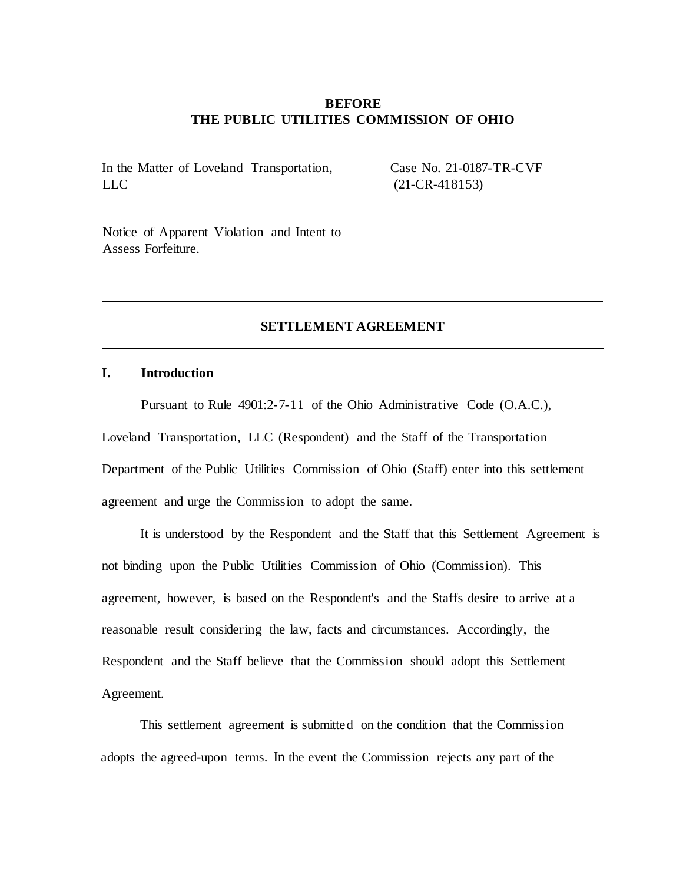**BEFORE**
**THE PUBLIC UTILITIES COMMISSION OF OHIO**

| | |
|---|---|
| In the Matter of Loveland Transportation, LLC | Case No. 21-0187-TR-CVF (21-CR-418153) |
| Notice of Apparent Violation and Intent to Assess Forfeiture. | |

---

## SETTLEMENT AGREEMENT

---

### I. Introduction

Pursuant to Rule 4901:2-7-11 of the Ohio Administrative Code (O.A.C.), Loveland Transportation, LLC (Respondent) and the Staff of the Transportation Department of the Public Utilities Commission of Ohio (Staff) enter into this settlement agreement and urge the Commission to adopt the same.

It is understood by the Respondent and the Staff that this Settlement Agreement is not binding upon the Public Utilities Commission of Ohio (Commission). This agreement, however, is based on the Respondent's and the Staffs desire to arrive at a reasonable result considering the law, facts and circumstances. Accordingly, the Respondent and the Staff believe that the Commission should adopt this Settlement Agreement.

This settlement agreement is submitted on the condition that the Commission adopts the agreed-upon terms. In the event the Commission rejects any part of the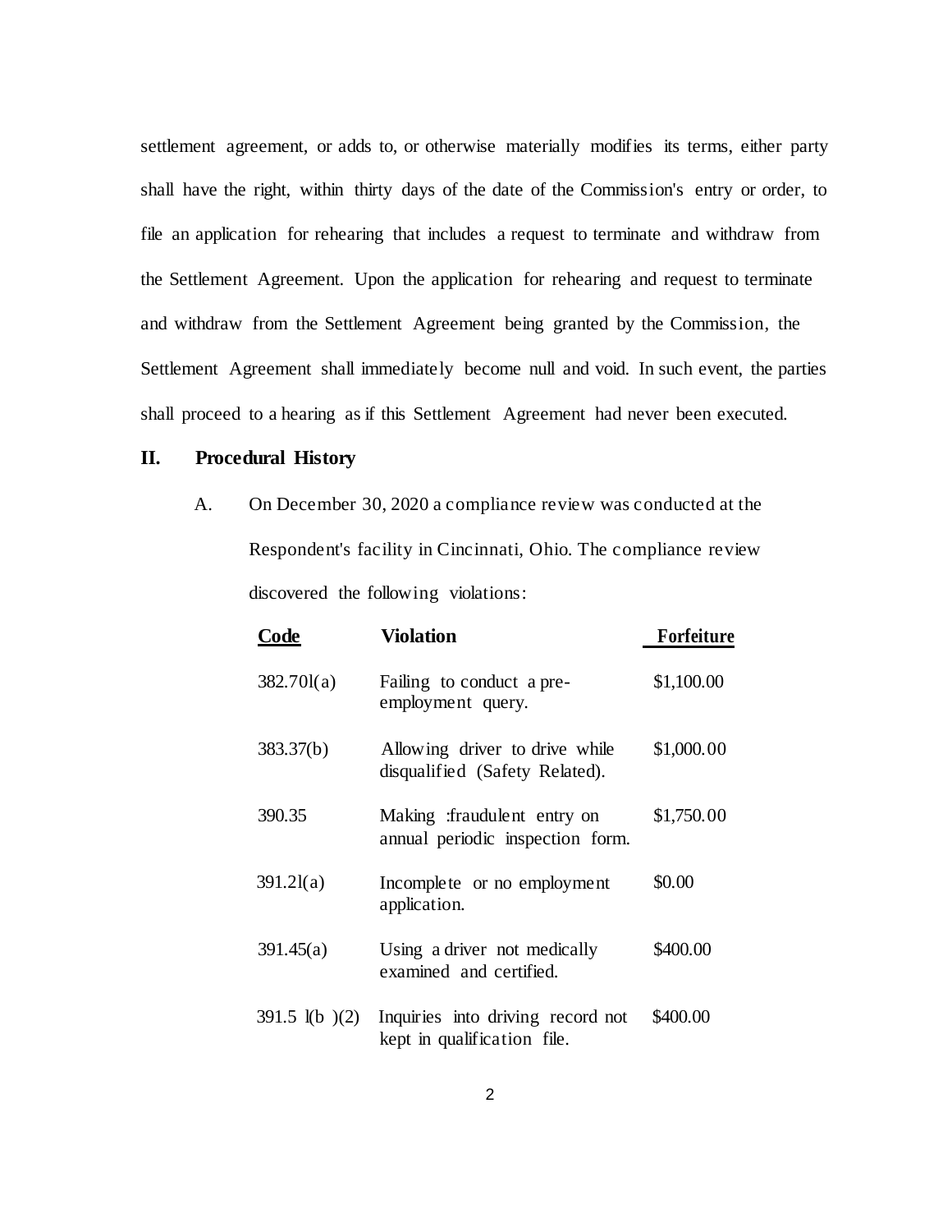settlement agreement, or adds to, or otherwise materially modifies its terms, either party shall have the right, within thirty days of the date of the Commission's entry or order, to file an application for rehearing that includes a request to terminate and withdraw from the Settlement Agreement. Upon the application for rehearing and request to terminate and withdraw from the Settlement Agreement being granted by the Commission, the Settlement Agreement shall immediately become null and void. In such event, the parties shall proceed to a hearing as if this Settlement Agreement had never been executed.

## II. Procedural History

A. On December 30, 2020 a compliance review was conducted at the Respondent's facility in Cincinnati, Ohio. The compliance review discovered the following violations:

| Code | Violation | Forfeiture |
|---|---|---|
| 382.70l(a) | Failing to conduct a pre-employment query. | $1,100.00 |
| 383.37(b) | Allowing driver to drive while disqualified (Safety Related). | $1,000.00 |
| 390.35 | Making :fraudulent entry on annual periodic inspection form. | $1,750.00 |
| 391.2l(a) | Incomplete or no employment application. | $0.00 |
| 391.45(a) | Using a driver not medically examined and certified. | $400.00 |
| 391.5 l(b )(2) | Inquiries into driving record not kept in qualification file. | $400.00 |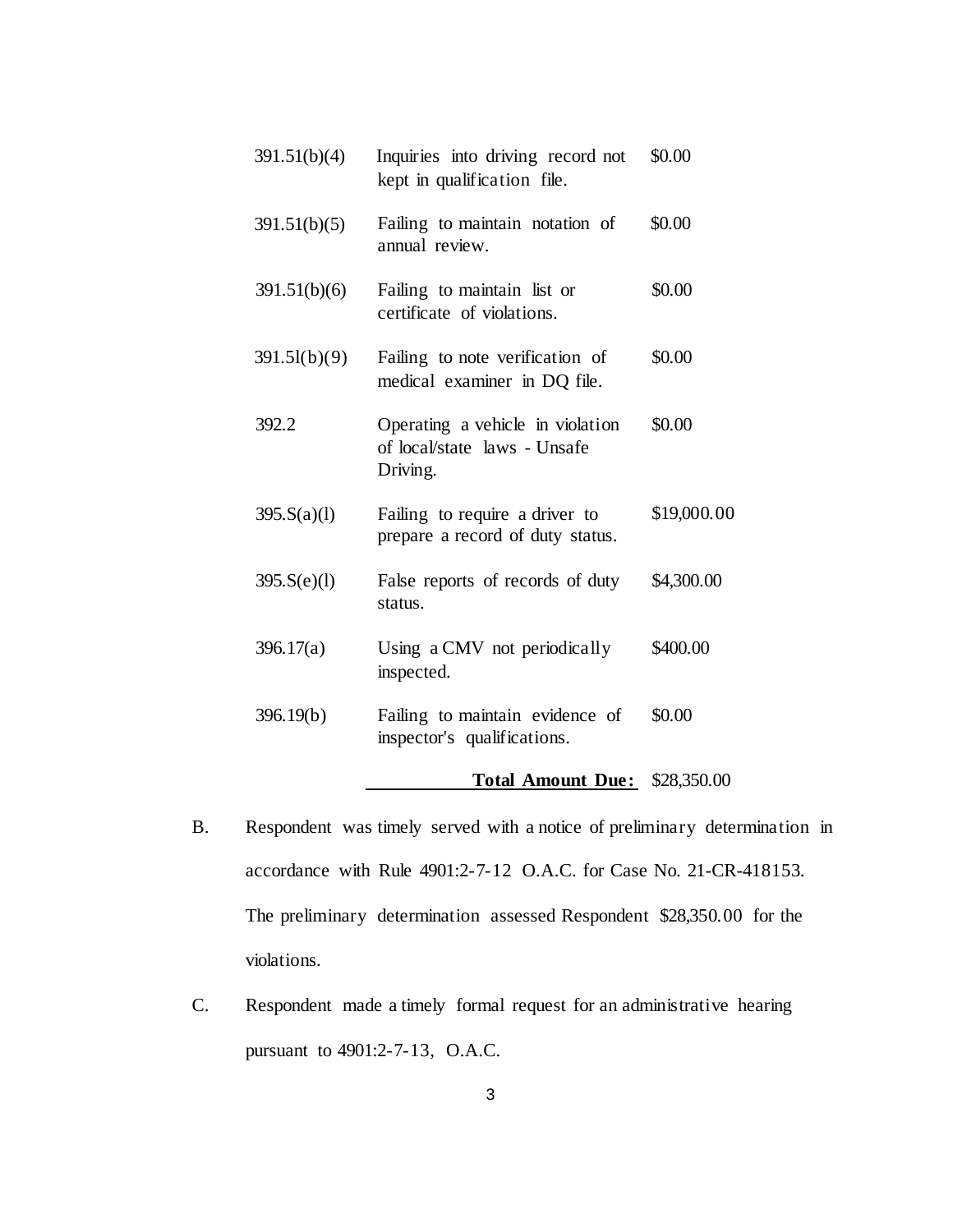| | | |
|---|---|---|
| 391.51(b)(4) | Inquiries into driving record not kept in qualification file. | $0.00 |
| 391.51(b)(5) | Failing to maintain notation of annual review. | $0.00 |
| 391.51(b)(6) | Failing to maintain list or certificate of violations. | $0.00 |
| 391.5l(b)(9) | Failing to note verification of medical examiner in DQ file. | $0.00 |
| 392.2 | Operating a vehicle in violation of local/state laws - Unsafe Driving. | $0.00 |
| 395.S(a)(l) | Failing to require a driver to prepare a record of duty status. | $19,000.00 |
| 395.S(e)(l) | False reports of records of duty status. | $4,300.00 |
| 396.17(a) | Using a CMV not periodically inspected. | $400.00 |
| 396.19(b) | Failing to maintain evidence of inspector's qualifications. | $0.00 |
| | **Total Amount Due:** | $28,350.00 |

B. Respondent was timely served with a notice of preliminary determination in accordance with Rule 4901:2-7-12 O.A.C. for Case No. 21-CR-418153. The preliminary determination assessed Respondent $28,350.00 for the violations.

C. Respondent made a timely formal request for an administrative hearing pursuant to 4901:2-7-13, O.A.C.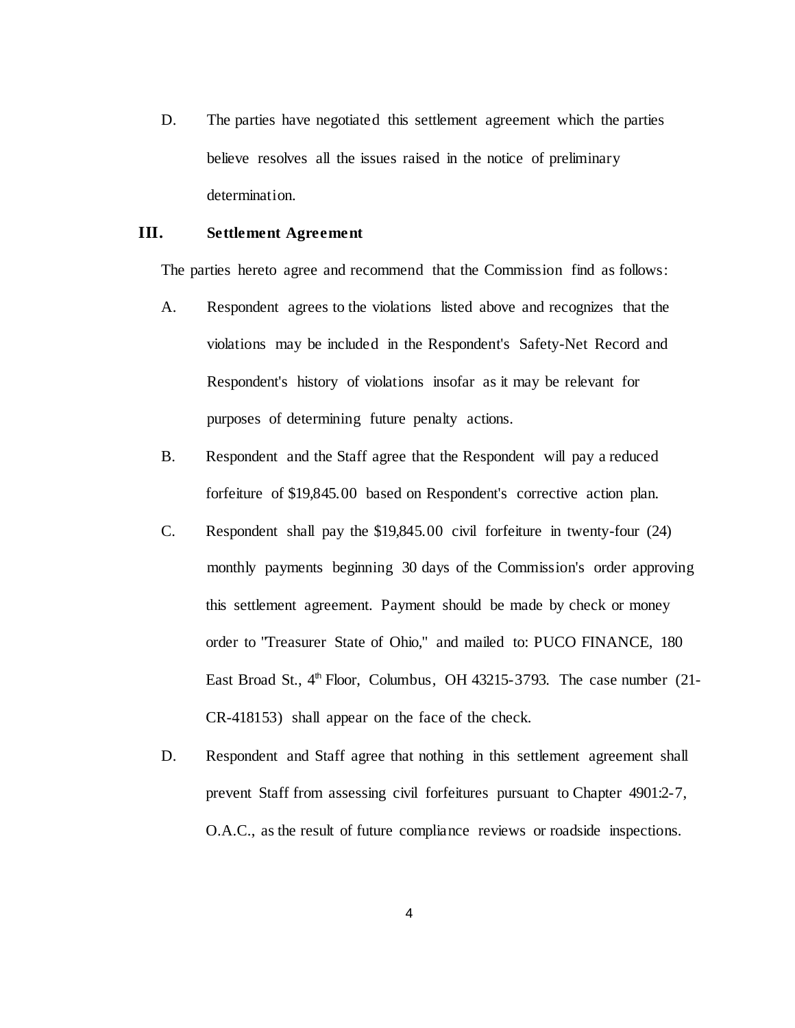D. The parties have negotiated this settlement agreement which the parties believe resolves all the issues raised in the notice of preliminary determination.

## III. Settlement Agreement

The parties hereto agree and recommend that the Commission find as follows:

A. Respondent agrees to the violations listed above and recognizes that the violations may be included in the Respondent's Safety-Net Record and Respondent's history of violations insofar as it may be relevant for purposes of determining future penalty actions.

B. Respondent and the Staff agree that the Respondent will pay a reduced forfeiture of $19,845.00 based on Respondent's corrective action plan.

C. Respondent shall pay the $19,845.00 civil forfeiture in twenty-four (24) monthly payments beginning 30 days of the Commission's order approving this settlement agreement. Payment should be made by check or money order to "Treasurer State of Ohio," and mailed to: PUCO FINANCE, 180 East Broad St., 4th Floor, Columbus, OH 43215-3793. The case number (21-CR-418153) shall appear on the face of the check.

D. Respondent and Staff agree that nothing in this settlement agreement shall prevent Staff from assessing civil forfeitures pursuant to Chapter 4901:2-7, O.A.C., as the result of future compliance reviews or roadside inspections.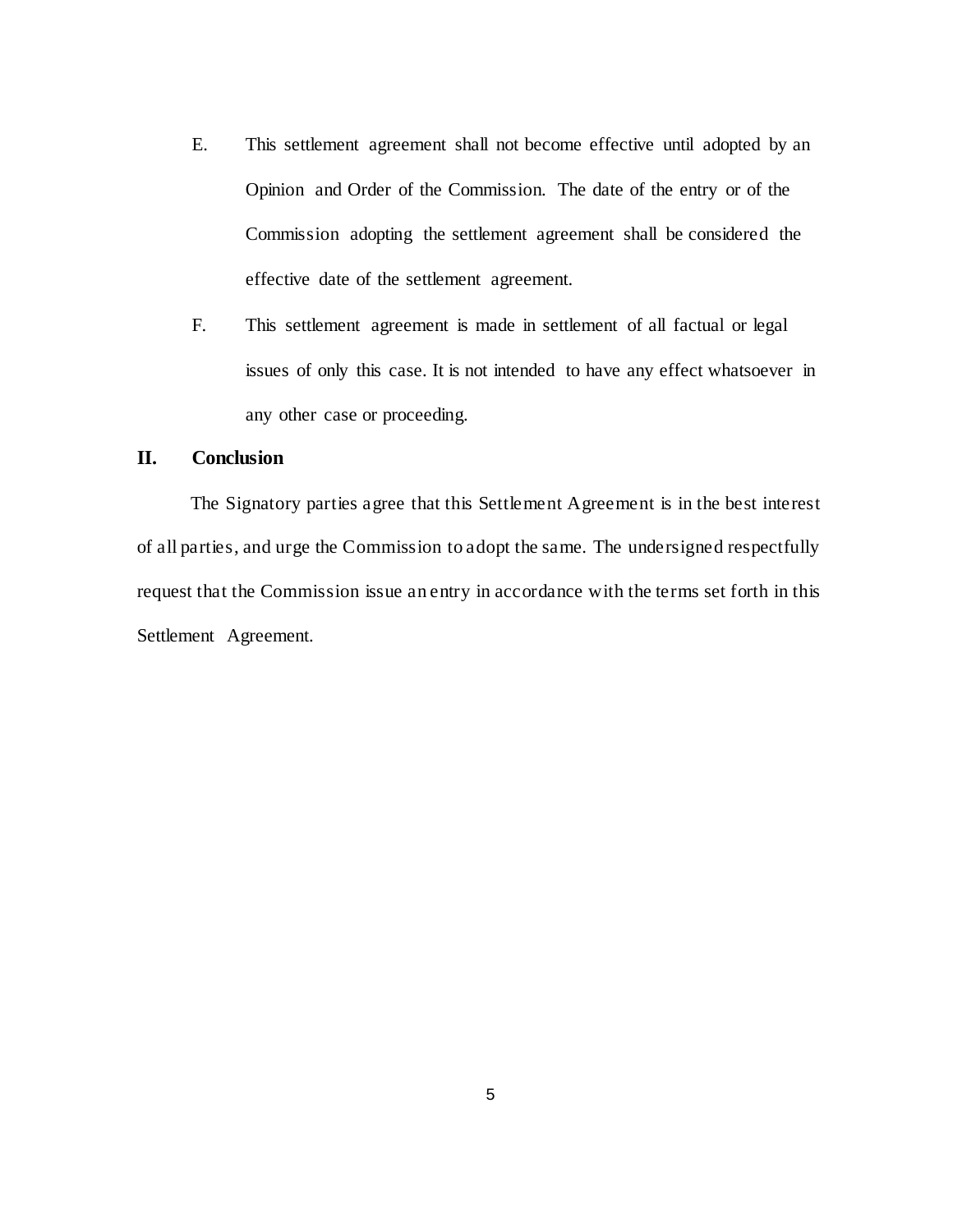E. This settlement agreement shall not become effective until adopted by an Opinion and Order of the Commission. The date of the entry or of the Commission adopting the settlement agreement shall be considered the effective date of the settlement agreement.

F. This settlement agreement is made in settlement of all factual or legal issues of only this case. It is not intended to have any effect whatsoever in any other case or proceeding.

## II. Conclusion

The Signatory parties agree that this Settlement Agreement is in the best interest of all parties, and urge the Commission to adopt the same. The undersigned respectfully request that the Commission issue an entry in accordance with the terms set forth in this Settlement Agreement.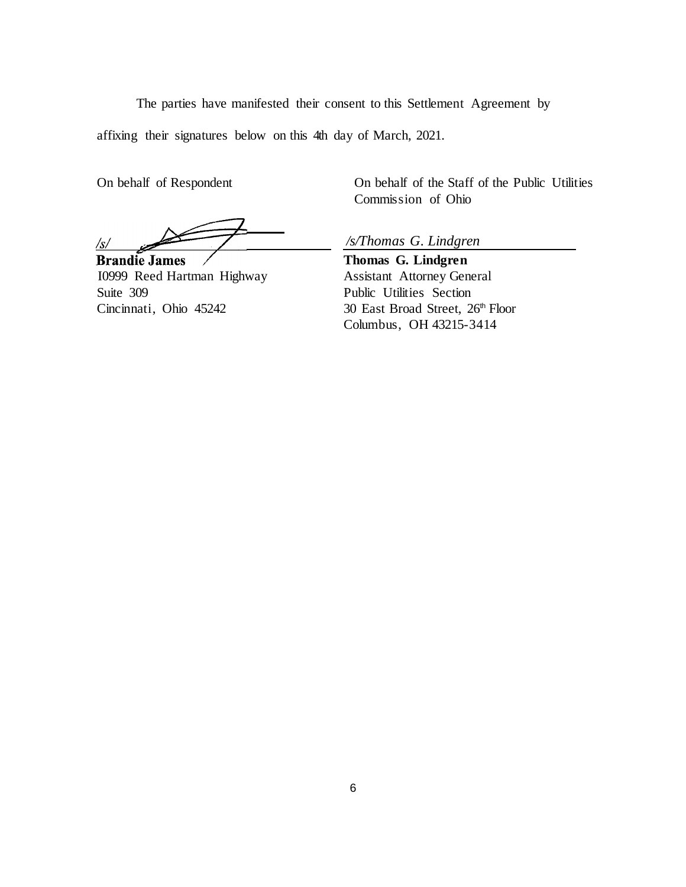The parties have manifested their consent to this Settlement Agreement by affixing their signatures below on this 4th day of March, 2021.

On behalf of Respondent

/s/

**Brandie James**
I0999 Reed Hartman Highway
Suite 309
Cincinnati, Ohio 45242

On behalf of the Staff of the Public Utilities Commission of Ohio

*/s/Thomas G. Lindgren*

**Thomas G. Lindgren**
Assistant Attorney General
Public Utilities Section
30 East Broad Street, 26th Floor
Columbus, OH 43215-3414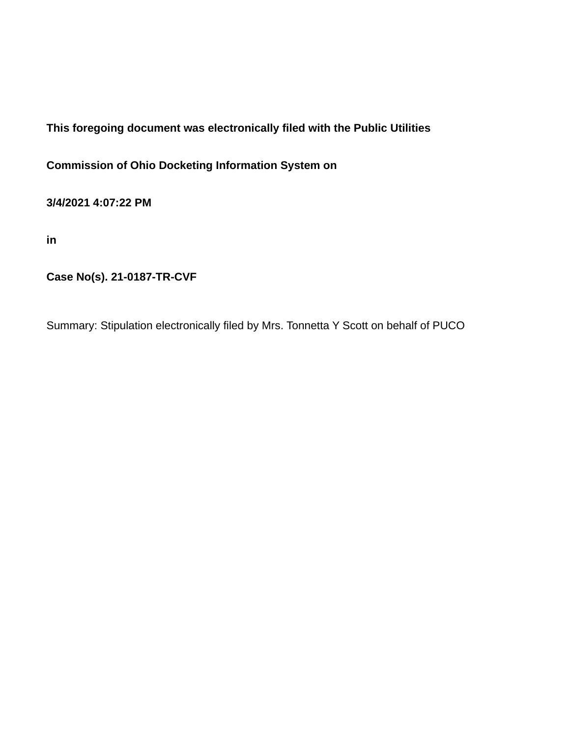**This foregoing document was electronically filed with the Public Utilities**

**Commission of Ohio Docketing Information System on**

**3/4/2021 4:07:22 PM**

**in**

**Case No(s). 21-0187-TR-CVF**

Summary: Stipulation electronically filed by Mrs. Tonnetta Y Scott on behalf of PUCO